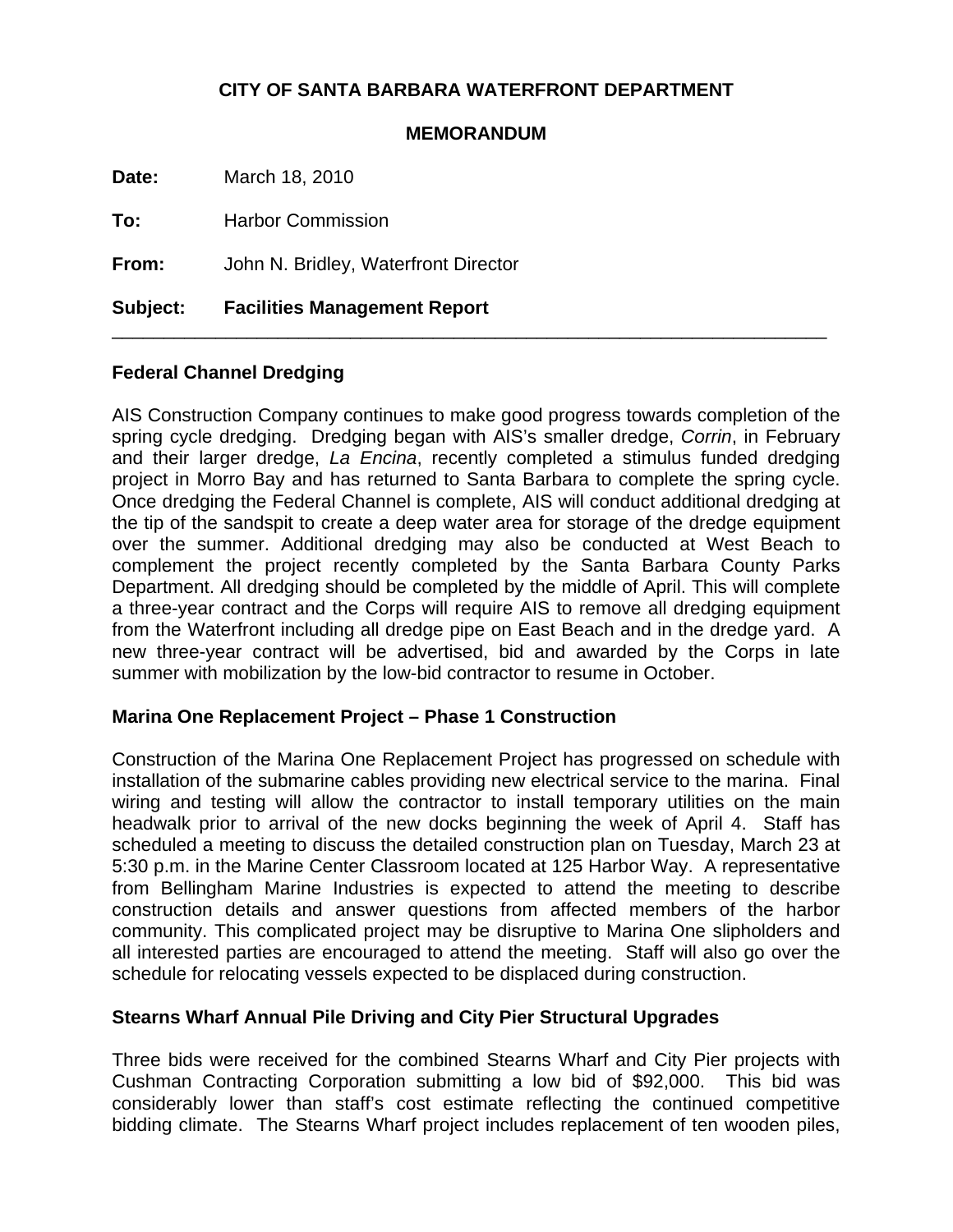**CITY OF SANTA BARBARA WATERFRONT DEPARTMENT**

**MEMORANDUM**

**Date:** March 18, 2010

**To:** Harbor Commission

**From:** John N. Bridley, Waterfront Director

**Subject:** **Facilities Management Report**

---

### Federal Channel Dredging

AIS Construction Company continues to make good progress towards completion of the spring cycle dredging. Dredging began with AIS's smaller dredge, *Corrin*, in February and their larger dredge, *La Encina*, recently completed a stimulus funded dredging project in Morro Bay and has returned to Santa Barbara to complete the spring cycle. Once dredging the Federal Channel is complete, AIS will conduct additional dredging at the tip of the sandspit to create a deep water area for storage of the dredge equipment over the summer. Additional dredging may also be conducted at West Beach to complement the project recently completed by the Santa Barbara County Parks Department. All dredging should be completed by the middle of April. This will complete a three-year contract and the Corps will require AIS to remove all dredging equipment from the Waterfront including all dredge pipe on East Beach and in the dredge yard. A new three-year contract will be advertised, bid and awarded by the Corps in late summer with mobilization by the low-bid contractor to resume in October.

### Marina One Replacement Project – Phase 1 Construction

Construction of the Marina One Replacement Project has progressed on schedule with installation of the submarine cables providing new electrical service to the marina. Final wiring and testing will allow the contractor to install temporary utilities on the main headwalk prior to arrival of the new docks beginning the week of April 4. Staff has scheduled a meeting to discuss the detailed construction plan on Tuesday, March 23 at 5:30 p.m. in the Marine Center Classroom located at 125 Harbor Way. A representative from Bellingham Marine Industries is expected to attend the meeting to describe construction details and answer questions from affected members of the harbor community. This complicated project may be disruptive to Marina One slipholders and all interested parties are encouraged to attend the meeting. Staff will also go over the schedule for relocating vessels expected to be displaced during construction.

### Stearns Wharf Annual Pile Driving and City Pier Structural Upgrades

Three bids were received for the combined Stearns Wharf and City Pier projects with Cushman Contracting Corporation submitting a low bid of $92,000. This bid was considerably lower than staff's cost estimate reflecting the continued competitive bidding climate. The Stearns Wharf project includes replacement of ten wooden piles,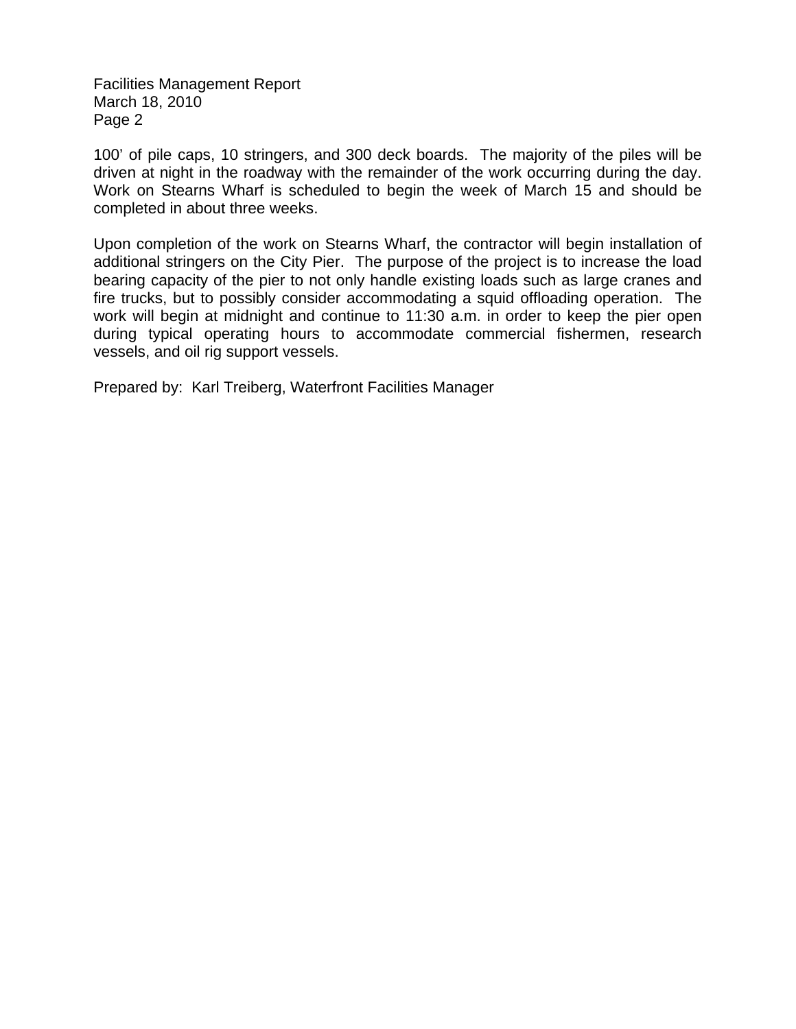100’ of pile caps, 10 stringers, and 300 deck boards. The majority of the piles will be driven at night in the roadway with the remainder of the work occurring during the day. Work on Stearns Wharf is scheduled to begin the week of March 15 and should be completed in about three weeks.

Upon completion of the work on Stearns Wharf, the contractor will begin installation of additional stringers on the City Pier. The purpose of the project is to increase the load bearing capacity of the pier to not only handle existing loads such as large cranes and fire trucks, but to possibly consider accommodating a squid offloading operation. The work will begin at midnight and continue to 11:30 a.m. in order to keep the pier open during typical operating hours to accommodate commercial fishermen, research vessels, and oil rig support vessels.

Prepared by: Karl Treiberg, Waterfront Facilities Manager